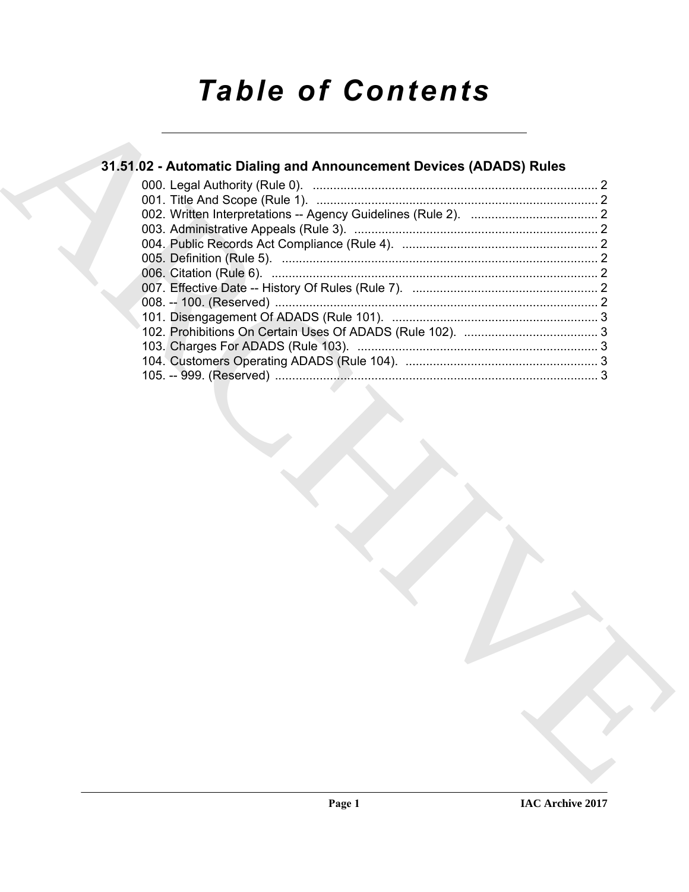# *Table of Contents*

## 31.51.02 - Automatic Dialing and Announcement Devices (ADADS) Rules

000. Legal Authority (Rule 0). .................................................................................... 2
001. Title And Scope (Rule 1). .................................................................................. 2
002. Written Interpretations -- Agency Guidelines (Rule 2). ..................................... 2
003. Administrative Appeals (Rule 3). ....................................................................... 2
004. Public Records Act Compliance (Rule 4). ......................................................... 2
005. Definition (Rule 5). ............................................................................................ 2
006. Citation (Rule 6). ............................................................................................... 2
007. Effective Date -- History Of Rules (Rule 7). ...................................................... 2
008. -- 100. (Reserved) .............................................................................................. 2
101. Disengagement Of ADADS (Rule 101). ............................................................ 3
102. Prohibitions On Certain Uses Of ADADS (Rule 102). ....................................... 3
103. Charges For ADADS (Rule 103). ...................................................................... 3
104. Customers Operating ADADS (Rule 104). ........................................................ 3
105. -- 999. (Reserved) .............................................................................................. 3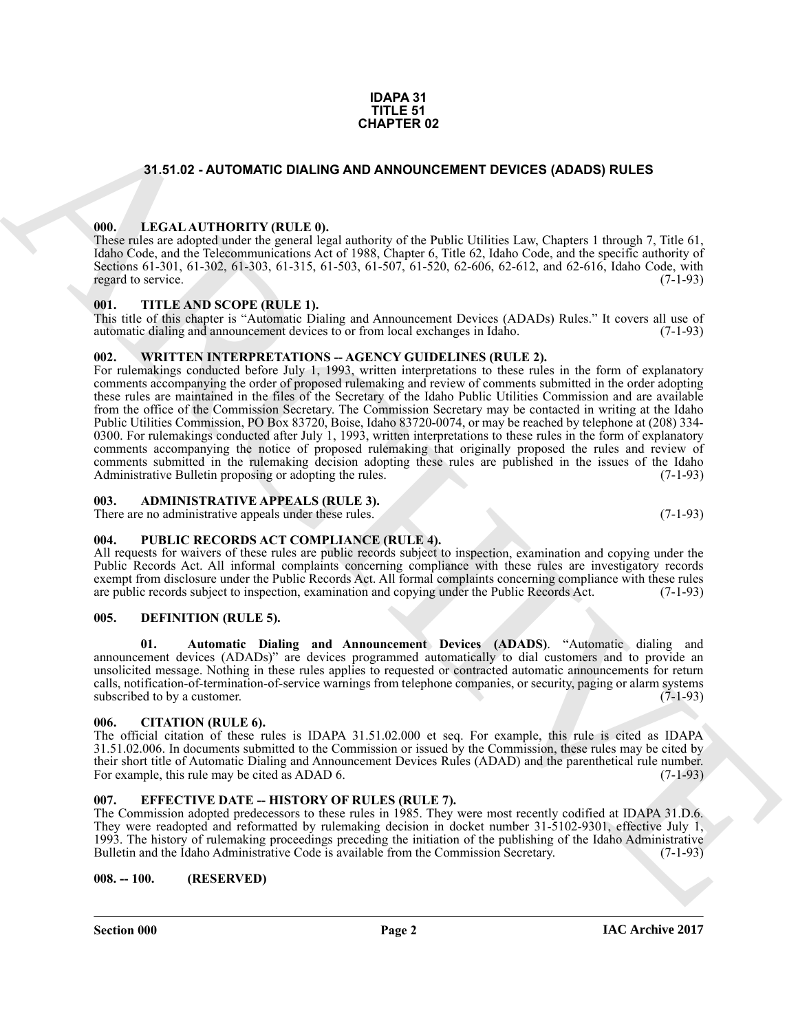**IDAPA 31**
**TITLE 51**
**CHAPTER 02**

## 31.51.02 - AUTOMATIC DIALING AND ANNOUNCEMENT DEVICES (ADADS) RULES

### 000. LEGAL AUTHORITY (RULE 0).

These rules are adopted under the general legal authority of the Public Utilities Law, Chapters 1 through 7, Title 61, Idaho Code, and the Telecommunications Act of 1988, Chapter 6, Title 62, Idaho Code, and the specific authority of Sections 61-301, 61-302, 61-303, 61-315, 61-503, 61-507, 61-520, 62-606, 62-612, and 62-616, Idaho Code, with regard to service. (7-1-93)

### 001. TITLE AND SCOPE (RULE 1).

This title of this chapter is "Automatic Dialing and Announcement Devices (ADADs) Rules." It covers all use of automatic dialing and announcement devices to or from local exchanges in Idaho. (7-1-93)

### 002. WRITTEN INTERPRETATIONS -- AGENCY GUIDELINES (RULE 2).

For rulemakings conducted before July 1, 1993, written interpretations to these rules in the form of explanatory comments accompanying the order of proposed rulemaking and review of comments submitted in the order adopting these rules are maintained in the files of the Secretary of the Idaho Public Utilities Commission and are available from the office of the Commission Secretary. The Commission Secretary may be contacted in writing at the Idaho Public Utilities Commission, PO Box 83720, Boise, Idaho 83720-0074, or may be reached by telephone at (208) 334-0300. For rulemakings conducted after July 1, 1993, written interpretations to these rules in the form of explanatory comments accompanying the notice of proposed rulemaking that originally proposed the rules and review of comments submitted in the rulemaking decision adopting these rules are published in the issues of the Idaho Administrative Bulletin proposing or adopting the rules. (7-1-93)

### 003. ADMINISTRATIVE APPEALS (RULE 3).

There are no administrative appeals under these rules. (7-1-93)

### 004. PUBLIC RECORDS ACT COMPLIANCE (RULE 4).

All requests for waivers of these rules are public records subject to inspection, examination and copying under the Public Records Act. All informal complaints concerning compliance with these rules are investigatory records exempt from disclosure under the Public Records Act. All formal complaints concerning compliance with these rules are public records subject to inspection, examination and copying under the Public Records Act. (7-1-93)

### 005. DEFINITION (RULE 5).

**01. Automatic Dialing and Announcement Devices (ADADS)**. "Automatic dialing and announcement devices (ADADs)" are devices programmed automatically to dial customers and to provide an unsolicited message. Nothing in these rules applies to requested or contracted automatic announcements for return calls, notification-of-termination-of-service warnings from telephone companies, or security, paging or alarm systems subscribed to by a customer. (7-1-93)

### 006. CITATION (RULE 6).

The official citation of these rules is IDAPA 31.51.02.000 et seq. For example, this rule is cited as IDAPA 31.51.02.006. In documents submitted to the Commission or issued by the Commission, these rules may be cited by their short title of Automatic Dialing and Announcement Devices Rules (ADAD) and the parenthetical rule number. For example, this rule may be cited as ADAD 6. (7-1-93)

### 007. EFFECTIVE DATE -- HISTORY OF RULES (RULE 7).

The Commission adopted predecessors to these rules in 1985. They were most recently codified at IDAPA 31.D.6. They were readopted and reformatted by rulemaking decision in docket number 31-5102-9301, effective July 1, 1993. The history of rulemaking proceedings preceding the initiation of the publishing of the Idaho Administrative Bulletin and the Idaho Administrative Code is available from the Commission Secretary. (7-1-93)

### 008. -- 100. (RESERVED)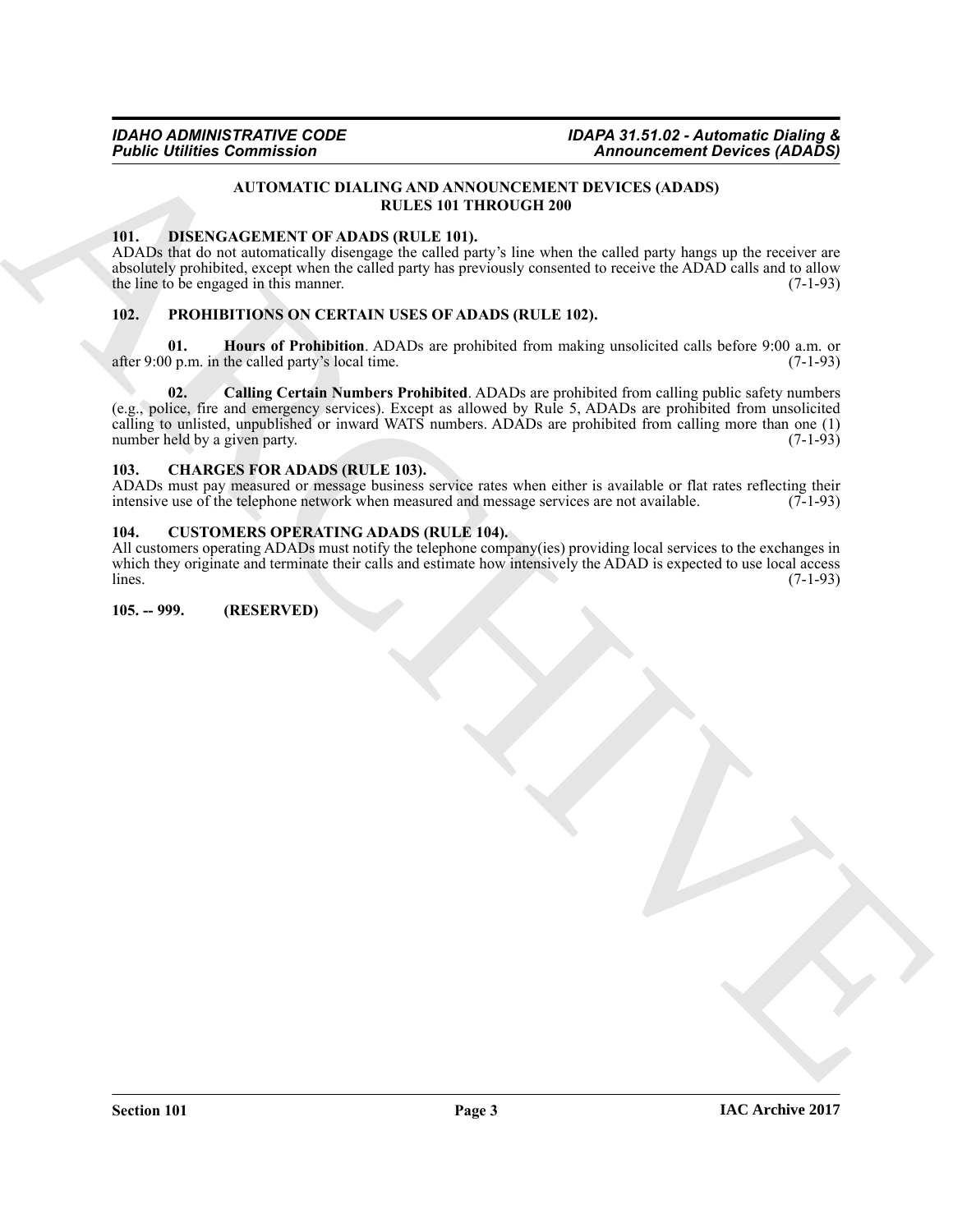## AUTOMATIC DIALING AND ANNOUNCEMENT DEVICES (ADADS) RULES 101 THROUGH 200

### 101. DISENGAGEMENT OF ADADS (RULE 101).

ADADs that do not automatically disengage the called party's line when the called party hangs up the receiver are absolutely prohibited, except when the called party has previously consented to receive the ADAD calls and to allow the line to be engaged in this manner. (7-1-93)

### 102. PROHIBITIONS ON CERTAIN USES OF ADADS (RULE 102).

**01. Hours of Prohibition**. ADADs are prohibited from making unsolicited calls before 9:00 a.m. or after 9:00 p.m. in the called party's local time. (7-1-93)

**02. Calling Certain Numbers Prohibited**. ADADs are prohibited from calling public safety numbers (e.g., police, fire and emergency services). Except as allowed by Rule 5, ADADs are prohibited from unsolicited calling to unlisted, unpublished or inward WATS numbers. ADADs are prohibited from calling more than one (1) number held by a given party. (7-1-93)

### 103. CHARGES FOR ADADS (RULE 103).

ADADs must pay measured or message business service rates when either is available or flat rates reflecting their intensive use of the telephone network when measured and message services are not available. (7-1-93)

### 104. CUSTOMERS OPERATING ADADS (RULE 104).

All customers operating ADADs must notify the telephone company(ies) providing local services to the exchanges in which they originate and terminate their calls and estimate how intensively the ADAD is expected to use local access lines. (7-1-93)

### 105. -- 999. (RESERVED)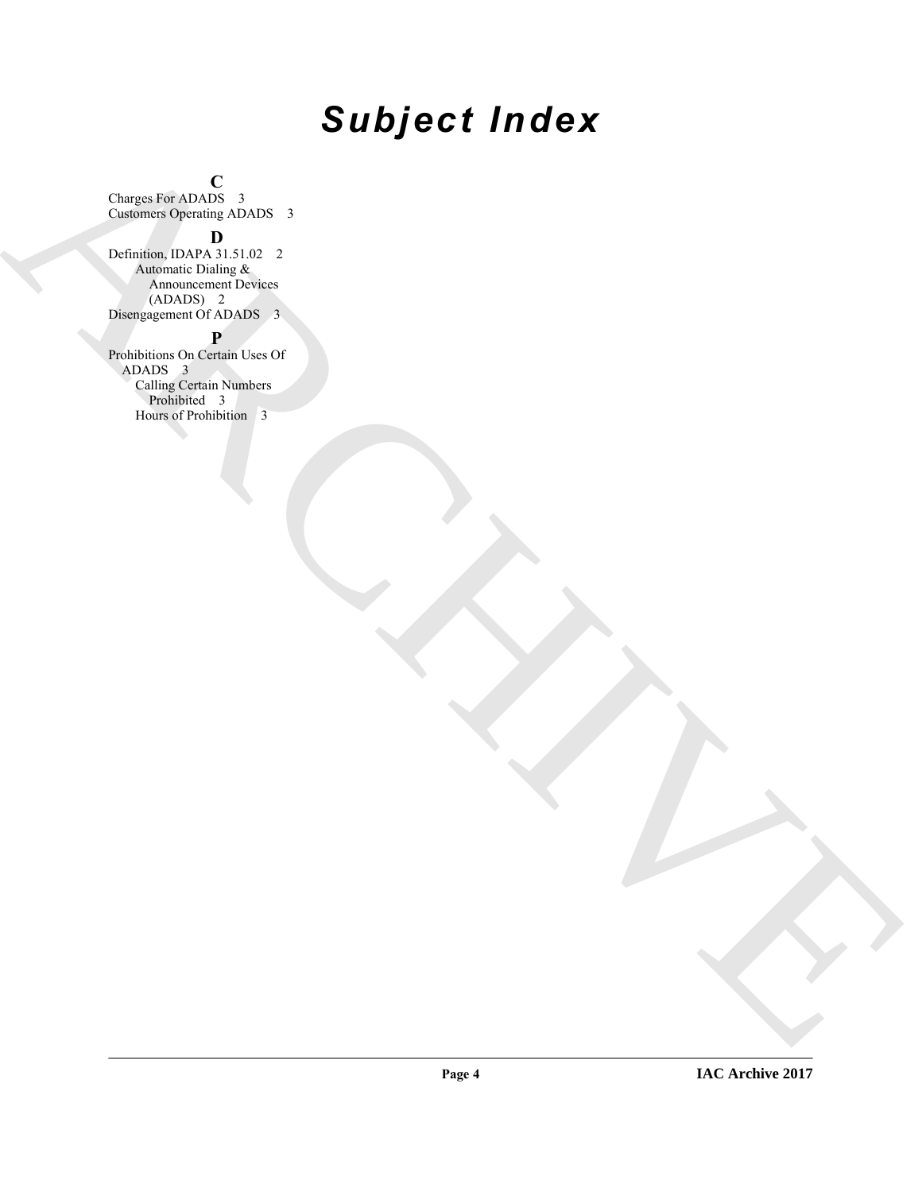# Subject Index

**C**

Charges For ADADS 3

Customers Operating ADADS 3

**D**

Definition, IDAPA 31.51.02 2

- Automatic Dialing & Announcement Devices (ADADS) 2

Disengagement Of ADADS 3

**P**

Prohibitions On Certain Uses Of ADADS 3

- Calling Certain Numbers Prohibited 3
- Hours of Prohibition 3